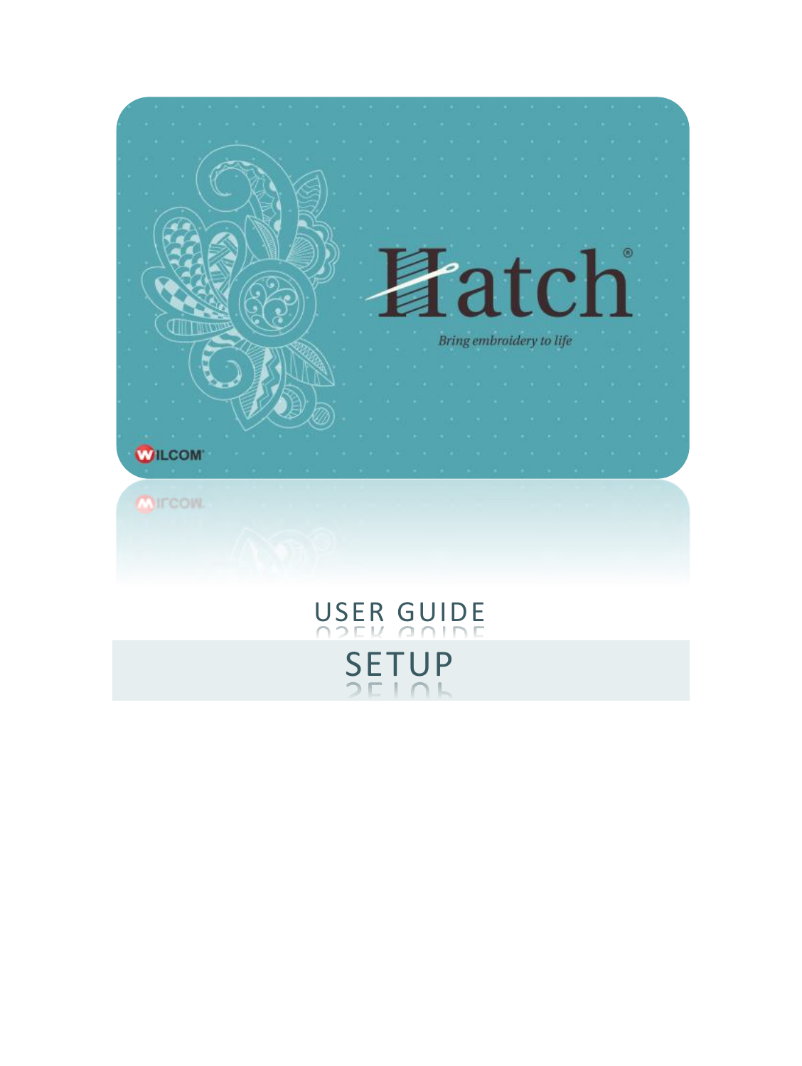# Hatch®

*Bring embroidery to life*

WILCOM

## USER GUIDE

# SETUP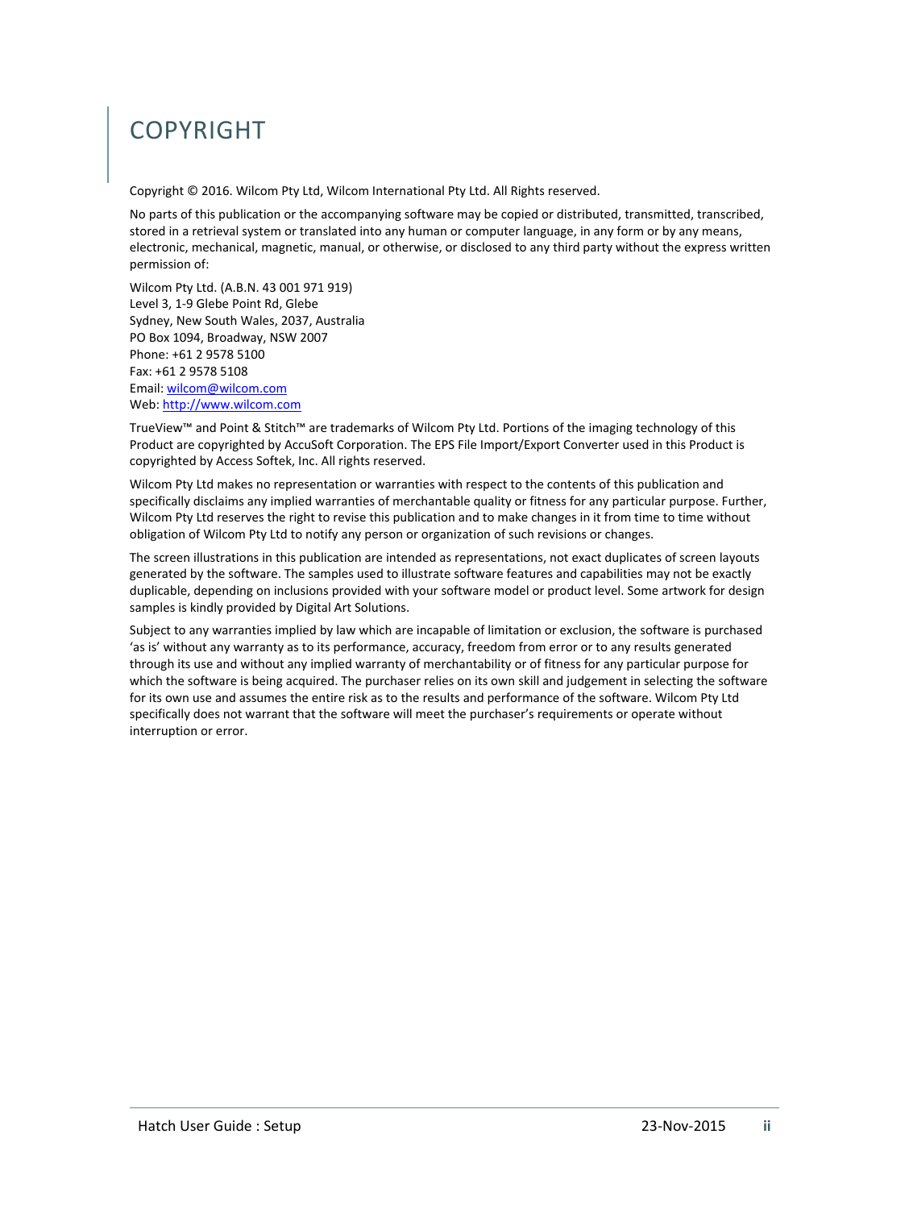# COPYRIGHT

Copyright © 2016. Wilcom Pty Ltd, Wilcom International Pty Ltd. All Rights reserved.

No parts of this publication or the accompanying software may be copied or distributed, transmitted, transcribed, stored in a retrieval system or translated into any human or computer language, in any form or by any means, electronic, mechanical, magnetic, manual, or otherwise, or disclosed to any third party without the express written permission of:

Wilcom Pty Ltd. (A.B.N. 43 001 971 919)
Level 3, 1-9 Glebe Point Rd, Glebe
Sydney, New South Wales, 2037, Australia
PO Box 1094, Broadway, NSW 2007
Phone: +61 2 9578 5100
Fax: +61 2 9578 5108
Email: wilcom@wilcom.com
Web: http://www.wilcom.com

TrueView™ and Point & Stitch™ are trademarks of Wilcom Pty Ltd. Portions of the imaging technology of this Product are copyrighted by AccuSoft Corporation. The EPS File Import/Export Converter used in this Product is copyrighted by Access Softek, Inc. All rights reserved.

Wilcom Pty Ltd makes no representation or warranties with respect to the contents of this publication and specifically disclaims any implied warranties of merchantable quality or fitness for any particular purpose. Further, Wilcom Pty Ltd reserves the right to revise this publication and to make changes in it from time to time without obligation of Wilcom Pty Ltd to notify any person or organization of such revisions or changes.

The screen illustrations in this publication are intended as representations, not exact duplicates of screen layouts generated by the software. The samples used to illustrate software features and capabilities may not be exactly duplicable, depending on inclusions provided with your software model or product level. Some artwork for design samples is kindly provided by Digital Art Solutions.

Subject to any warranties implied by law which are incapable of limitation or exclusion, the software is purchased 'as is' without any warranty as to its performance, accuracy, freedom from error or to any results generated through its use and without any implied warranty of merchantability or of fitness for any particular purpose for which the software is being acquired. The purchaser relies on its own skill and judgement in selecting the software for its own use and assumes the entire risk as to the results and performance of the software. Wilcom Pty Ltd specifically does not warrant that the software will meet the purchaser's requirements or operate without interruption or error.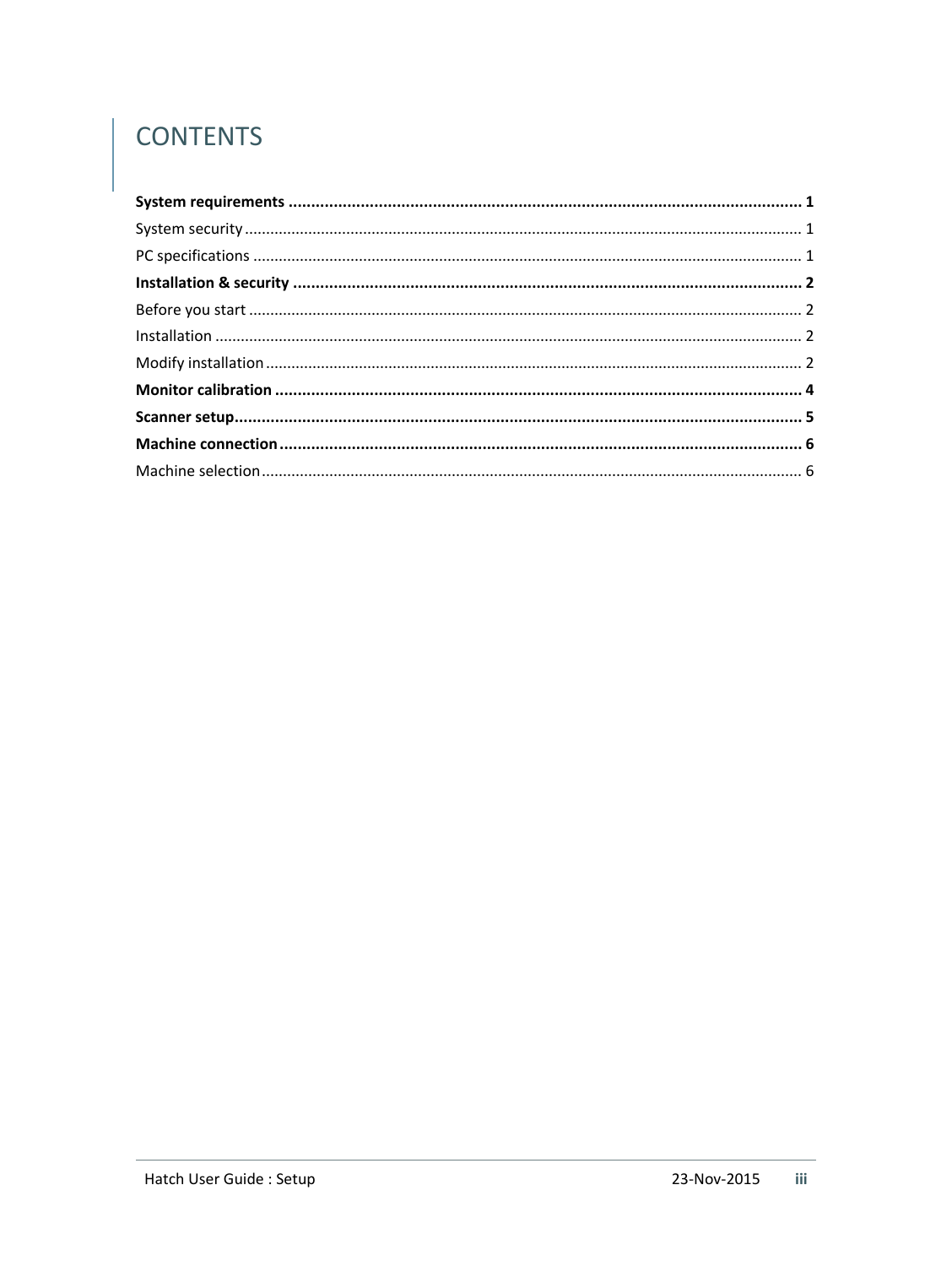# CONTENTS

**System requirements** ............................................................ **1**

System security ............................................................ 1

PC specifications ............................................................ 1

**Installation & security** ............................................................ **2**

Before you start ............................................................ 2

Installation ............................................................ 2

Modify installation ............................................................ 2

**Monitor calibration** ............................................................ **4**

**Scanner setup** ............................................................ **5**

**Machine connection** ............................................................ **6**

Machine selection ............................................................ 6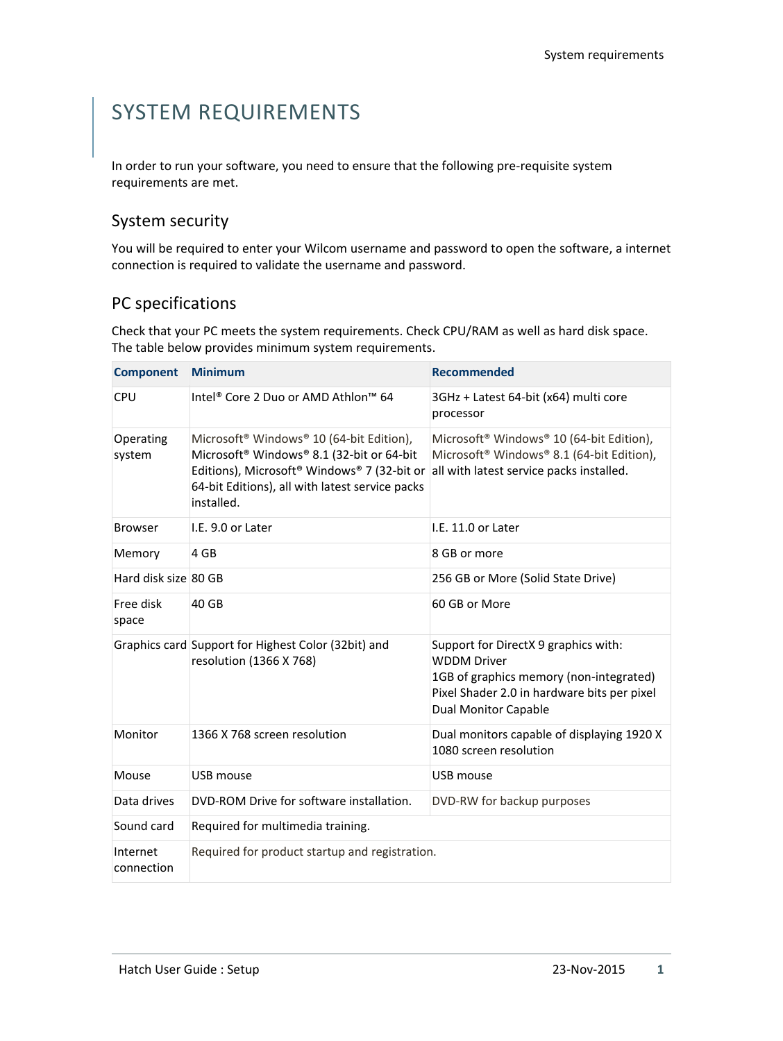# SYSTEM REQUIREMENTS

In order to run your software, you need to ensure that the following pre-requisite system requirements are met.

## System security

You will be required to enter your Wilcom username and password to open the software, a internet connection is required to validate the username and password.

## PC specifications

Check that your PC meets the system requirements. Check CPU/RAM as well as hard disk space. The table below provides minimum system requirements.

| Component | Minimum | Recommended |
|---|---|---|
| CPU | Intel® Core 2 Duo or AMD Athlon™ 64 | 3GHz + Latest 64-bit (x64) multi core processor |
| Operating system | Microsoft® Windows® 10 (64-bit Edition), Microsoft® Windows® 8.1 (32-bit or 64-bit Editions), Microsoft® Windows® 7 (32-bit or 64-bit Editions), all with latest service packs installed. | Microsoft® Windows® 10 (64-bit Edition), Microsoft® Windows® 8.1 (64-bit Edition), all with latest service packs installed. |
| Browser | I.E. 9.0 or Later | I.E. 11.0 or Later |
| Memory | 4 GB | 8 GB or more |
| Hard disk size | 80 GB | 256 GB or More (Solid State Drive) |
| Free disk space | 40 GB | 60 GB or More |
| Graphics card | Support for Highest Color (32bit) and resolution (1366 X 768) | Support for DirectX 9 graphics with:<br>WDDM Driver<br>1GB of graphics memory (non-integrated)<br>Pixel Shader 2.0 in hardware bits per pixel<br>Dual Monitor Capable |
| Monitor | 1366 X 768 screen resolution | Dual monitors capable of displaying 1920 X 1080 screen resolution |
| Mouse | USB mouse | USB mouse |
| Data drives | DVD-ROM Drive for software installation. | DVD-RW for backup purposes |
| Sound card | Required for multimedia training. | |
| Internet connection | Required for product startup and registration. | |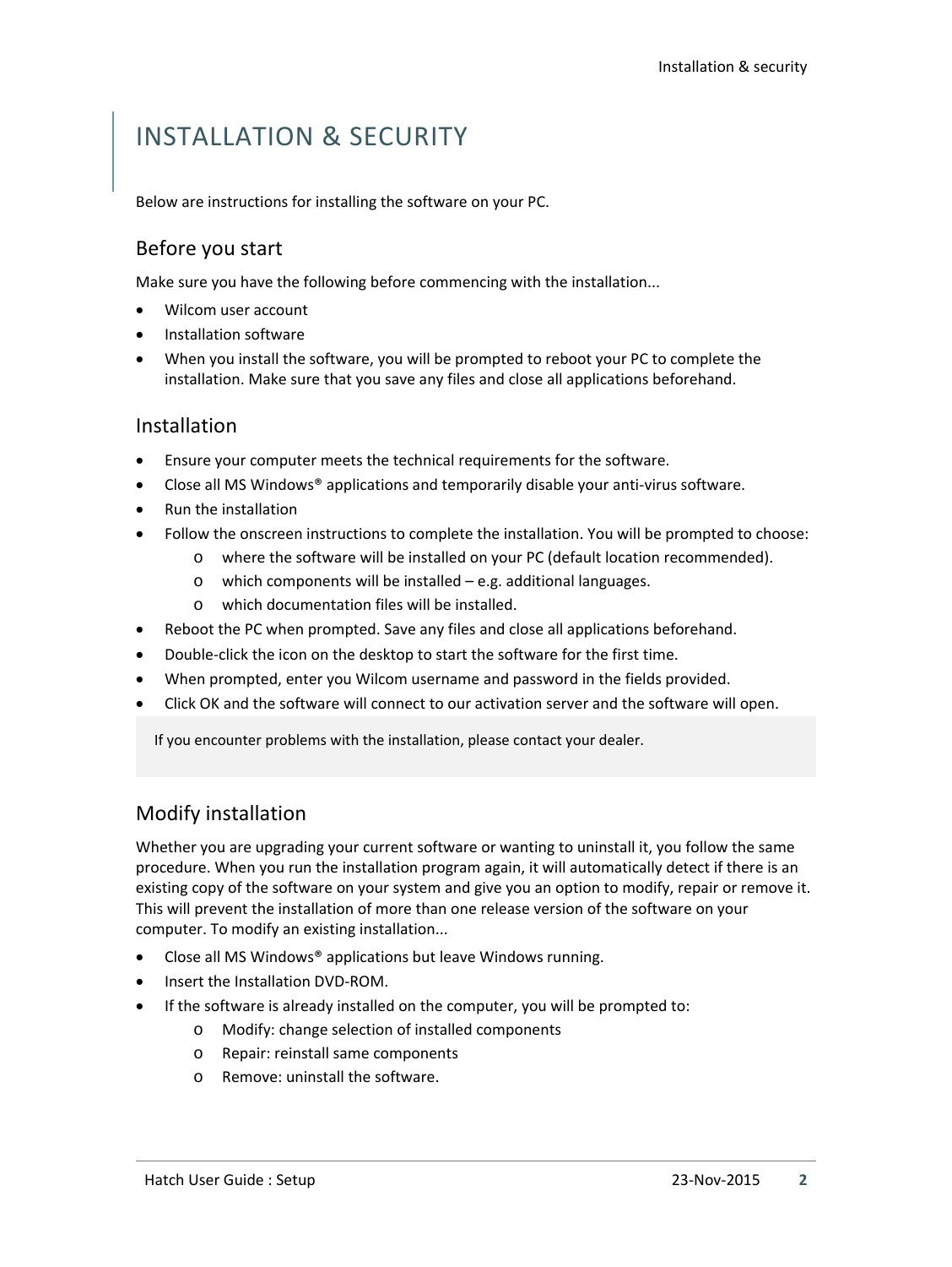# INSTALLATION & SECURITY

Below are instructions for installing the software on your PC.

## Before you start

Make sure you have the following before commencing with the installation...

- Wilcom user account
- Installation software
- When you install the software, you will be prompted to reboot your PC to complete the installation. Make sure that you save any files and close all applications beforehand.

## Installation

- Ensure your computer meets the technical requirements for the software.
- Close all MS Windows® applications and temporarily disable your anti-virus software.
- Run the installation
- Follow the onscreen instructions to complete the installation. You will be prompted to choose:
    - where the software will be installed on your PC (default location recommended).
    - which components will be installed – e.g. additional languages.
    - which documentation files will be installed.
- Reboot the PC when prompted. Save any files and close all applications beforehand.
- Double-click the icon on the desktop to start the software for the first time.
- When prompted, enter you Wilcom username and password in the fields provided.
- Click OK and the software will connect to our activation server and the software will open.

> If you encounter problems with the installation, please contact your dealer.

## Modify installation

Whether you are upgrading your current software or wanting to uninstall it, you follow the same procedure. When you run the installation program again, it will automatically detect if there is an existing copy of the software on your system and give you an option to modify, repair or remove it. This will prevent the installation of more than one release version of the software on your computer. To modify an existing installation...

- Close all MS Windows® applications but leave Windows running.
- Insert the Installation DVD-ROM.
- If the software is already installed on the computer, you will be prompted to:
    - Modify: change selection of installed components
    - Repair: reinstall same components
    - Remove: uninstall the software.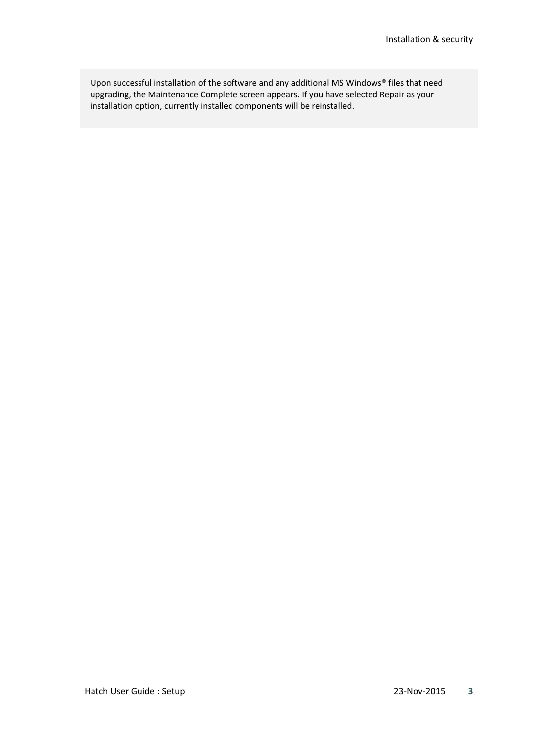Upon successful installation of the software and any additional MS Windows® files that need upgrading, the Maintenance Complete screen appears. If you have selected Repair as your installation option, currently installed components will be reinstalled.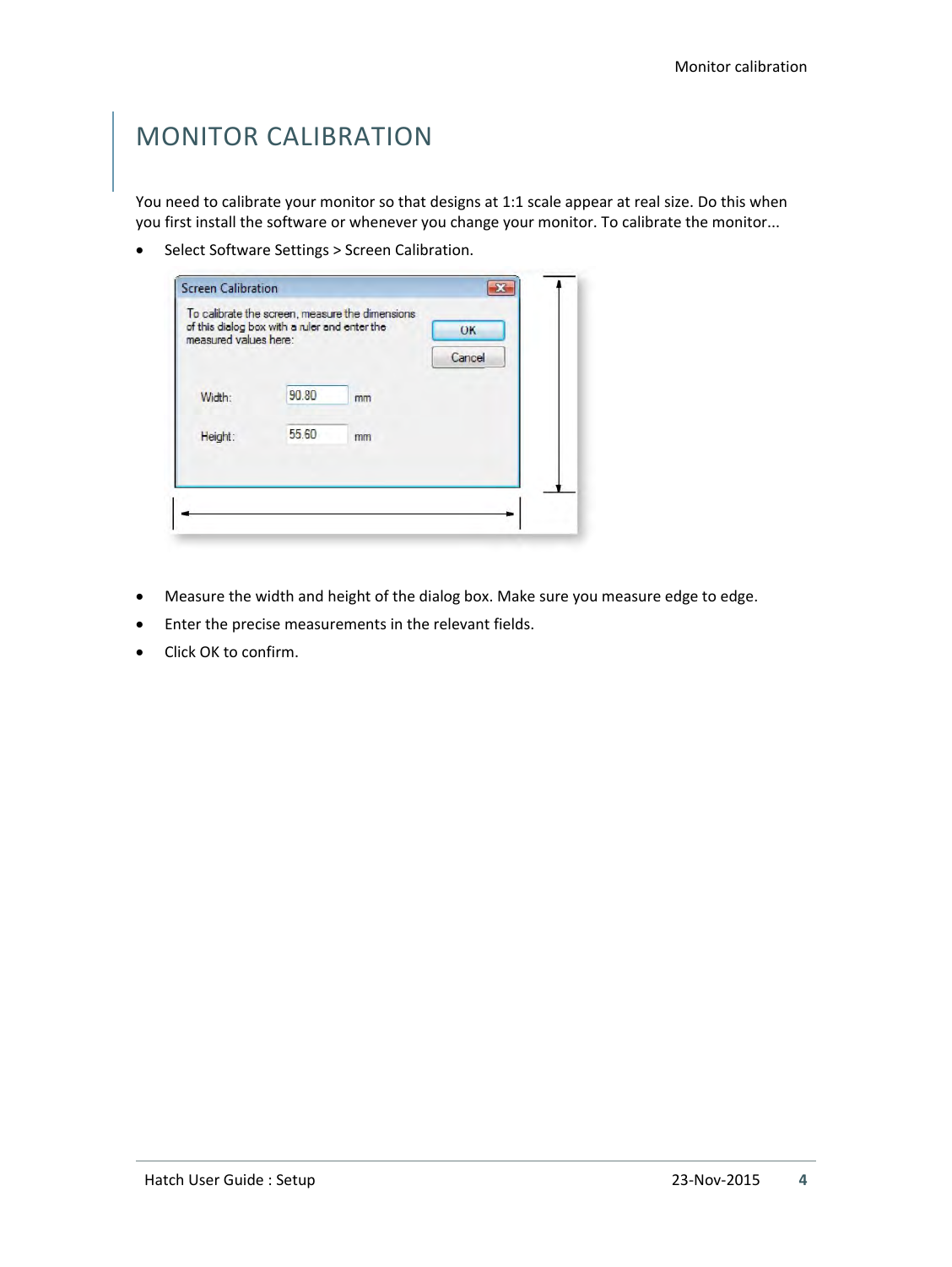# MONITOR CALIBRATION

You need to calibrate your monitor so that designs at 1:1 scale appear at real size. Do this when you first install the software or whenever you change your monitor. To calibrate the monitor...

- Select Software Settings > Screen Calibration.

- Measure the width and height of the dialog box. Make sure you measure edge to edge.
- Enter the precise measurements in the relevant fields.
- Click OK to confirm.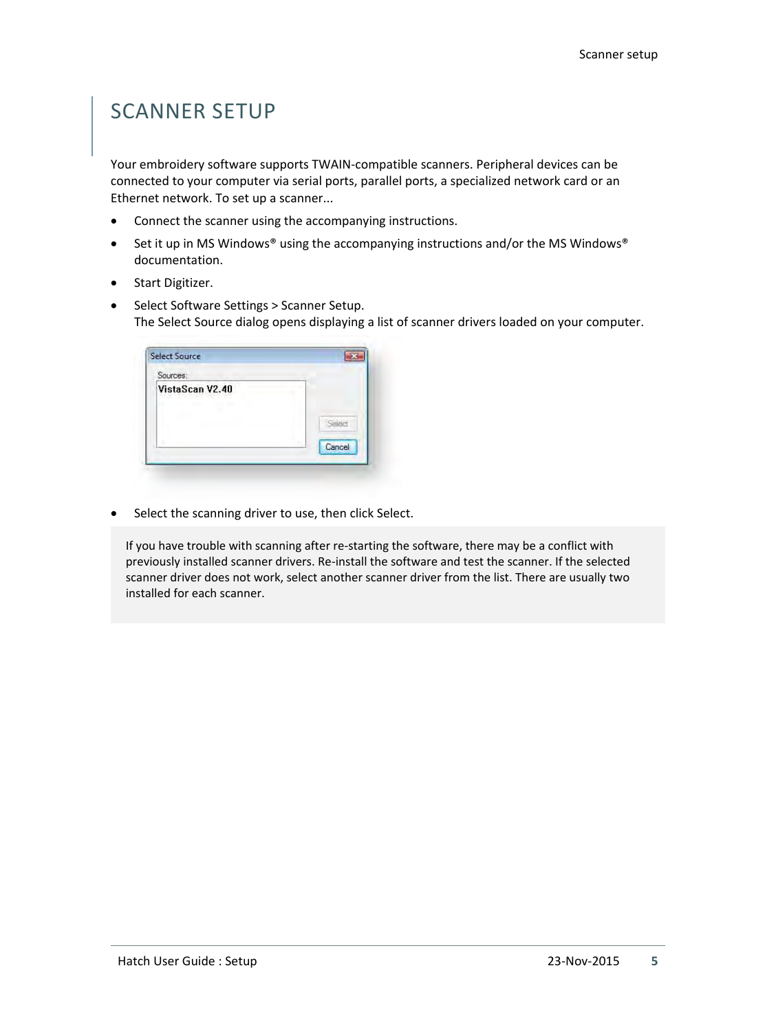# SCANNER SETUP

Your embroidery software supports TWAIN-compatible scanners. Peripheral devices can be connected to your computer via serial ports, parallel ports, a specialized network card or an Ethernet network. To set up a scanner...

- Connect the scanner using the accompanying instructions.
- Set it up in MS Windows® using the accompanying instructions and/or the MS Windows® documentation.
- Start Digitizer.
- Select Software Settings > Scanner Setup.
  The Select Source dialog opens displaying a list of scanner drivers loaded on your computer.
- Select the scanning driver to use, then click Select.

If you have trouble with scanning after re-starting the software, there may be a conflict with previously installed scanner drivers. Re-install the software and test the scanner. If the selected scanner driver does not work, select another scanner driver from the list. There are usually two installed for each scanner.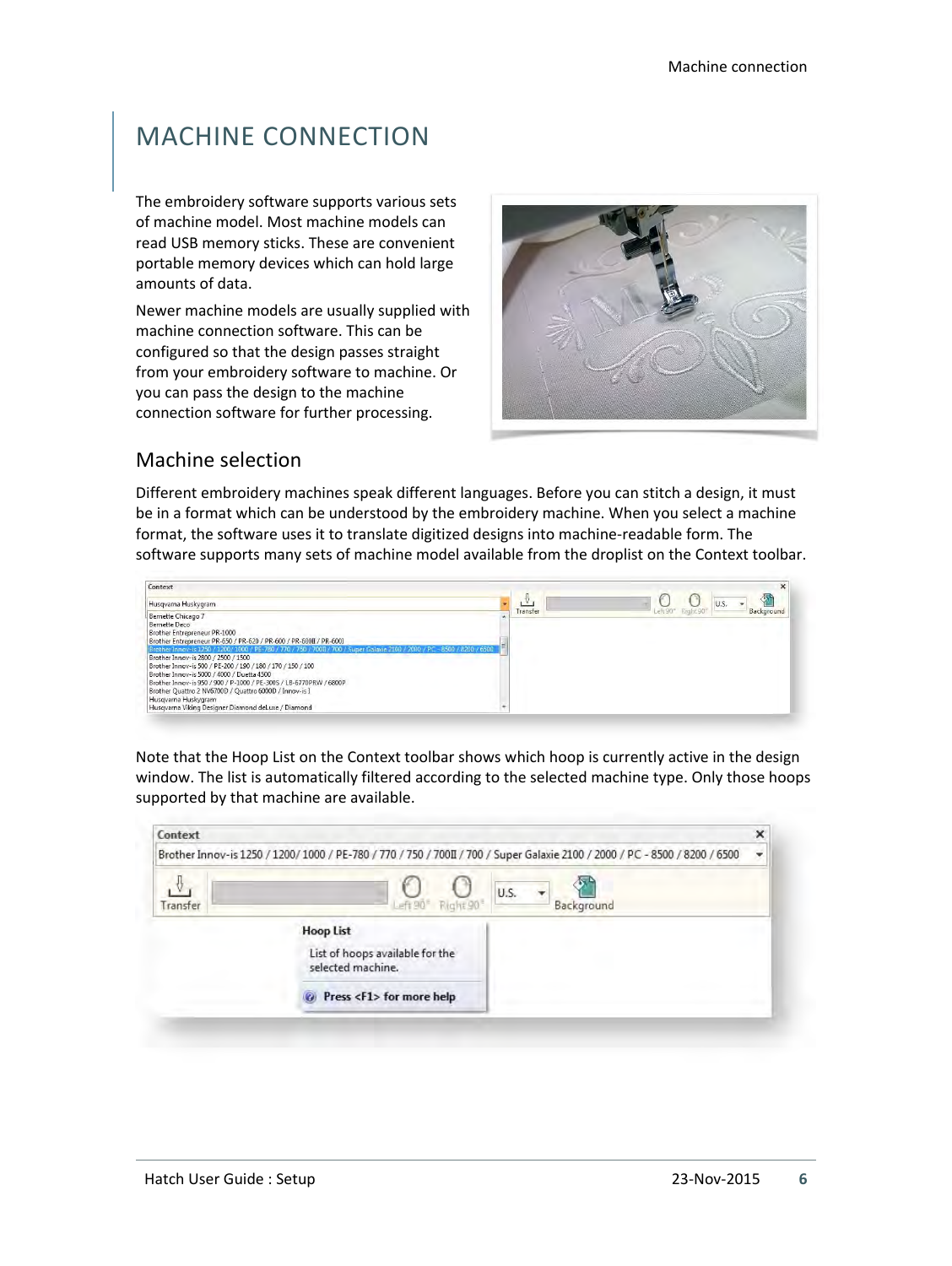# MACHINE CONNECTION

The embroidery software supports various sets of machine model. Most machine models can read USB memory sticks. These are convenient portable memory devices which can hold large amounts of data.

Newer machine models are usually supplied with machine connection software. This can be configured so that the design passes straight from your embroidery software to machine. Or you can pass the design to the machine connection software for further processing.

## Machine selection

Different embroidery machines speak different languages. Before you can stitch a design, it must be in a format which can be understood by the embroidery machine. When you select a machine format, the software uses it to translate digitized designs into machine-readable form. The software supports many sets of machine model available from the droplist on the Context toolbar.

Note that the Hoop List on the Context toolbar shows which hoop is currently active in the design window. The list is automatically filtered according to the selected machine type. Only those hoops supported by that machine are available.